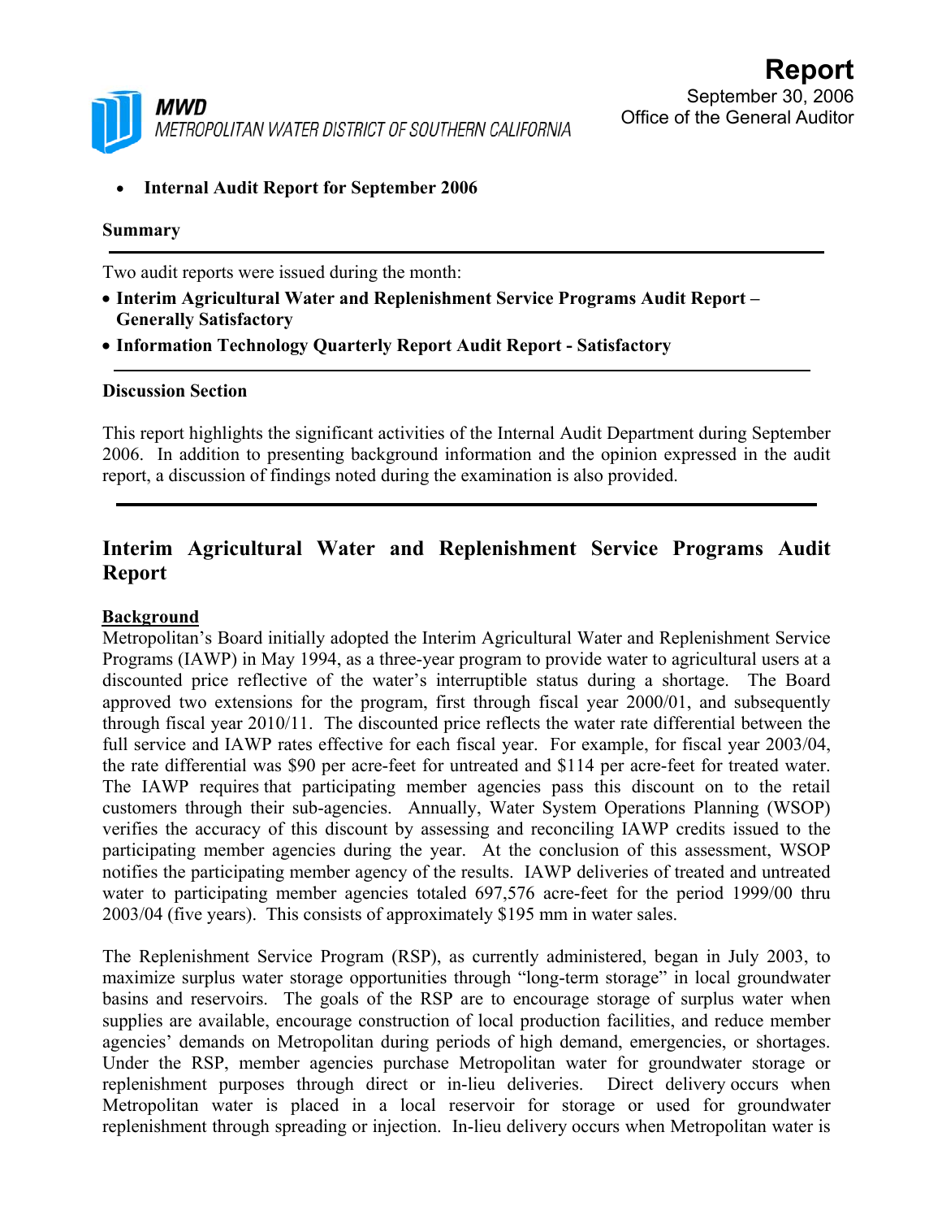**MWD**
METROPOLITAN WATER DISTRICT OF SOUTHERN CALIFORNIA

# Report

September 30, 2006
Office of the General Auditor

- **Internal Audit Report for September 2006**

**Summary**

Two audit reports were issued during the month:

- **Interim Agricultural Water and Replenishment Service Programs Audit Report – Generally Satisfactory**
- **Information Technology Quarterly Report Audit Report - Satisfactory**

**Discussion Section**

This report highlights the significant activities of the Internal Audit Department during September 2006. In addition to presenting background information and the opinion expressed in the audit report, a discussion of findings noted during the examination is also provided.

## Interim Agricultural Water and Replenishment Service Programs Audit Report

**Background**

Metropolitan's Board initially adopted the Interim Agricultural Water and Replenishment Service Programs (IAWP) in May 1994, as a three-year program to provide water to agricultural users at a discounted price reflective of the water's interruptible status during a shortage. The Board approved two extensions for the program, first through fiscal year 2000/01, and subsequently through fiscal year 2010/11. The discounted price reflects the water rate differential between the full service and IAWP rates effective for each fiscal year. For example, for fiscal year 2003/04, the rate differential was $90 per acre-feet for untreated and $114 per acre-feet for treated water. The IAWP requires that participating member agencies pass this discount on to the retail customers through their sub-agencies. Annually, Water System Operations Planning (WSOP) verifies the accuracy of this discount by assessing and reconciling IAWP credits issued to the participating member agencies during the year. At the conclusion of this assessment, WSOP notifies the participating member agency of the results. IAWP deliveries of treated and untreated water to participating member agencies totaled 697,576 acre-feet for the period 1999/00 thru 2003/04 (five years). This consists of approximately $195 mm in water sales.

The Replenishment Service Program (RSP), as currently administered, began in July 2003, to maximize surplus water storage opportunities through "long-term storage" in local groundwater basins and reservoirs. The goals of the RSP are to encourage storage of surplus water when supplies are available, encourage construction of local production facilities, and reduce member agencies' demands on Metropolitan during periods of high demand, emergencies, or shortages. Under the RSP, member agencies purchase Metropolitan water for groundwater storage or replenishment purposes through direct or in-lieu deliveries. Direct delivery occurs when Metropolitan water is placed in a local reservoir for storage or used for groundwater replenishment through spreading or injection. In-lieu delivery occurs when Metropolitan water is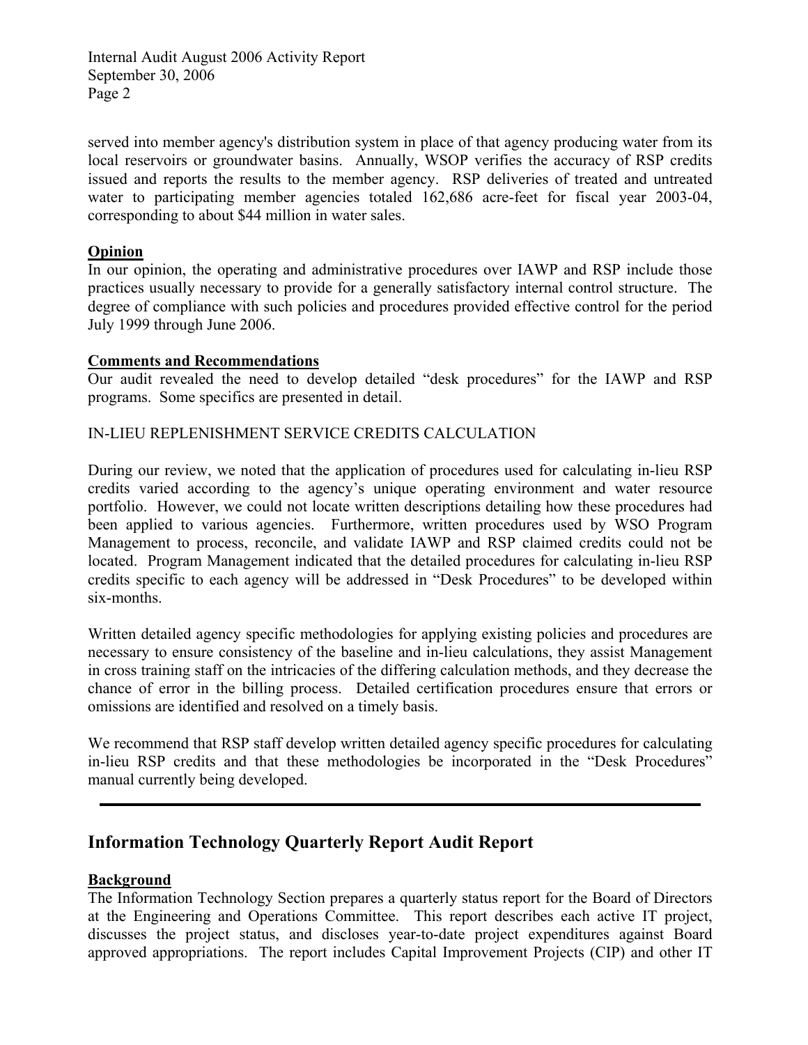served into member agency's distribution system in place of that agency producing water from its local reservoirs or groundwater basins. Annually, WSOP verifies the accuracy of RSP credits issued and reports the results to the member agency. RSP deliveries of treated and untreated water to participating member agencies totaled 162,686 acre-feet for fiscal year 2003-04, corresponding to about $44 million in water sales.

**Opinion**

In our opinion, the operating and administrative procedures over IAWP and RSP include those practices usually necessary to provide for a generally satisfactory internal control structure. The degree of compliance with such policies and procedures provided effective control for the period July 1999 through June 2006.

**Comments and Recommendations**

Our audit revealed the need to develop detailed "desk procedures" for the IAWP and RSP programs. Some specifics are presented in detail.

IN-LIEU REPLENISHMENT SERVICE CREDITS CALCULATION

During our review, we noted that the application of procedures used for calculating in-lieu RSP credits varied according to the agency's unique operating environment and water resource portfolio. However, we could not locate written descriptions detailing how these procedures had been applied to various agencies. Furthermore, written procedures used by WSO Program Management to process, reconcile, and validate IAWP and RSP claimed credits could not be located. Program Management indicated that the detailed procedures for calculating in-lieu RSP credits specific to each agency will be addressed in "Desk Procedures" to be developed within six-months.

Written detailed agency specific methodologies for applying existing policies and procedures are necessary to ensure consistency of the baseline and in-lieu calculations, they assist Management in cross training staff on the intricacies of the differing calculation methods, and they decrease the chance of error in the billing process. Detailed certification procedures ensure that errors or omissions are identified and resolved on a timely basis.

We recommend that RSP staff develop written detailed agency specific procedures for calculating in-lieu RSP credits and that these methodologies be incorporated in the "Desk Procedures" manual currently being developed.

---

## Information Technology Quarterly Report Audit Report

**Background**

The Information Technology Section prepares a quarterly status report for the Board of Directors at the Engineering and Operations Committee. This report describes each active IT project, discusses the project status, and discloses year-to-date project expenditures against Board approved appropriations. The report includes Capital Improvement Projects (CIP) and other IT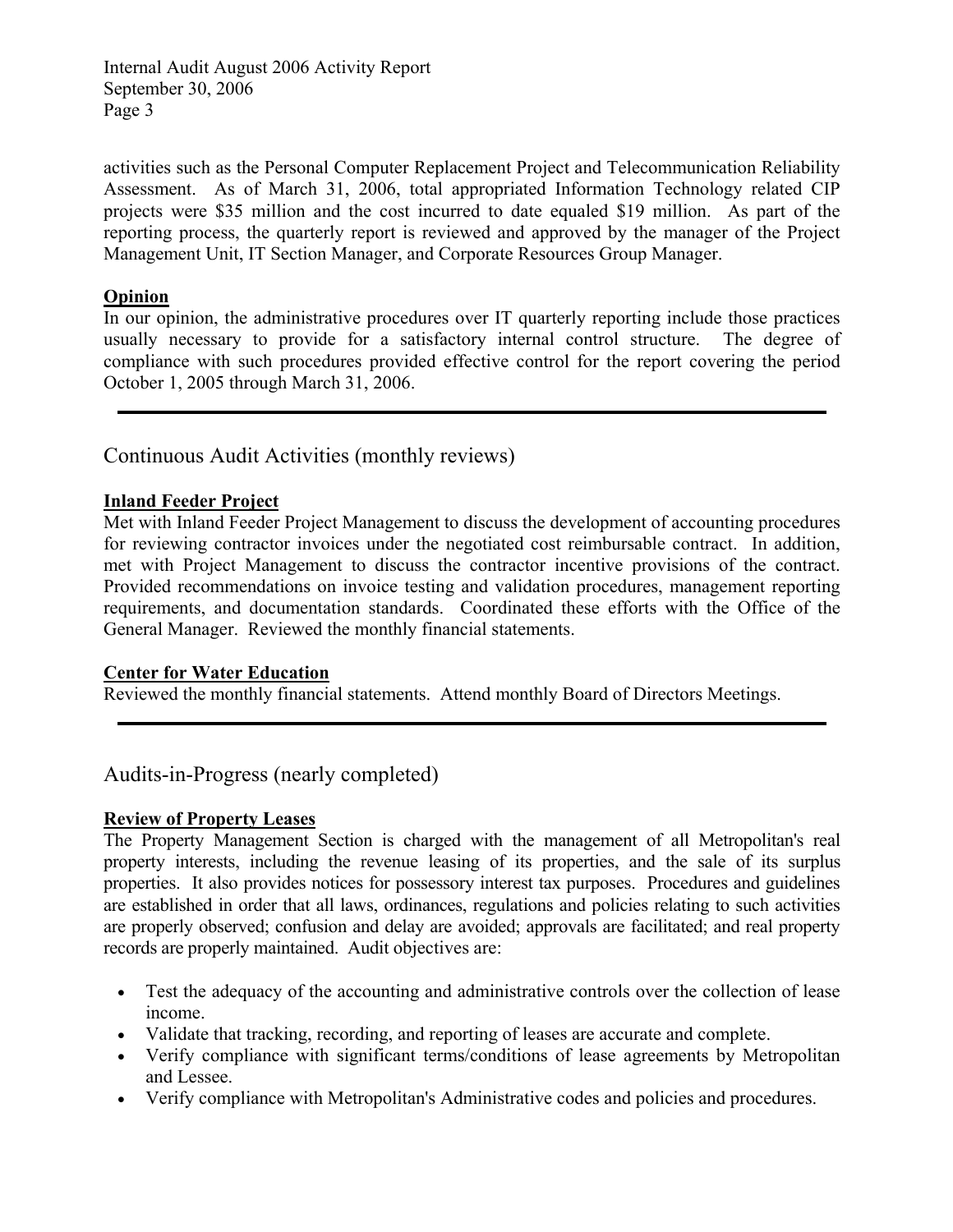activities such as the Personal Computer Replacement Project and Telecommunication Reliability Assessment. As of March 31, 2006, total appropriated Information Technology related CIP projects were $35 million and the cost incurred to date equaled $19 million. As part of the reporting process, the quarterly report is reviewed and approved by the manager of the Project Management Unit, IT Section Manager, and Corporate Resources Group Manager.

**Opinion**

In our opinion, the administrative procedures over IT quarterly reporting include those practices usually necessary to provide for a satisfactory internal control structure. The degree of compliance with such procedures provided effective control for the report covering the period October 1, 2005 through March 31, 2006.

---

## Continuous Audit Activities (monthly reviews)

**Inland Feeder Project**

Met with Inland Feeder Project Management to discuss the development of accounting procedures for reviewing contractor invoices under the negotiated cost reimbursable contract. In addition, met with Project Management to discuss the contractor incentive provisions of the contract. Provided recommendations on invoice testing and validation procedures, management reporting requirements, and documentation standards. Coordinated these efforts with the Office of the General Manager. Reviewed the monthly financial statements.

**Center for Water Education**

Reviewed the monthly financial statements. Attend monthly Board of Directors Meetings.

---

## Audits-in-Progress (nearly completed)

**Review of Property Leases**

The Property Management Section is charged with the management of all Metropolitan's real property interests, including the revenue leasing of its properties, and the sale of its surplus properties. It also provides notices for possessory interest tax purposes. Procedures and guidelines are established in order that all laws, ordinances, regulations and policies relating to such activities are properly observed; confusion and delay are avoided; approvals are facilitated; and real property records are properly maintained. Audit objectives are:

- Test the adequacy of the accounting and administrative controls over the collection of lease income.
- Validate that tracking, recording, and reporting of leases are accurate and complete.
- Verify compliance with significant terms/conditions of lease agreements by Metropolitan and Lessee.
- Verify compliance with Metropolitan's Administrative codes and policies and procedures.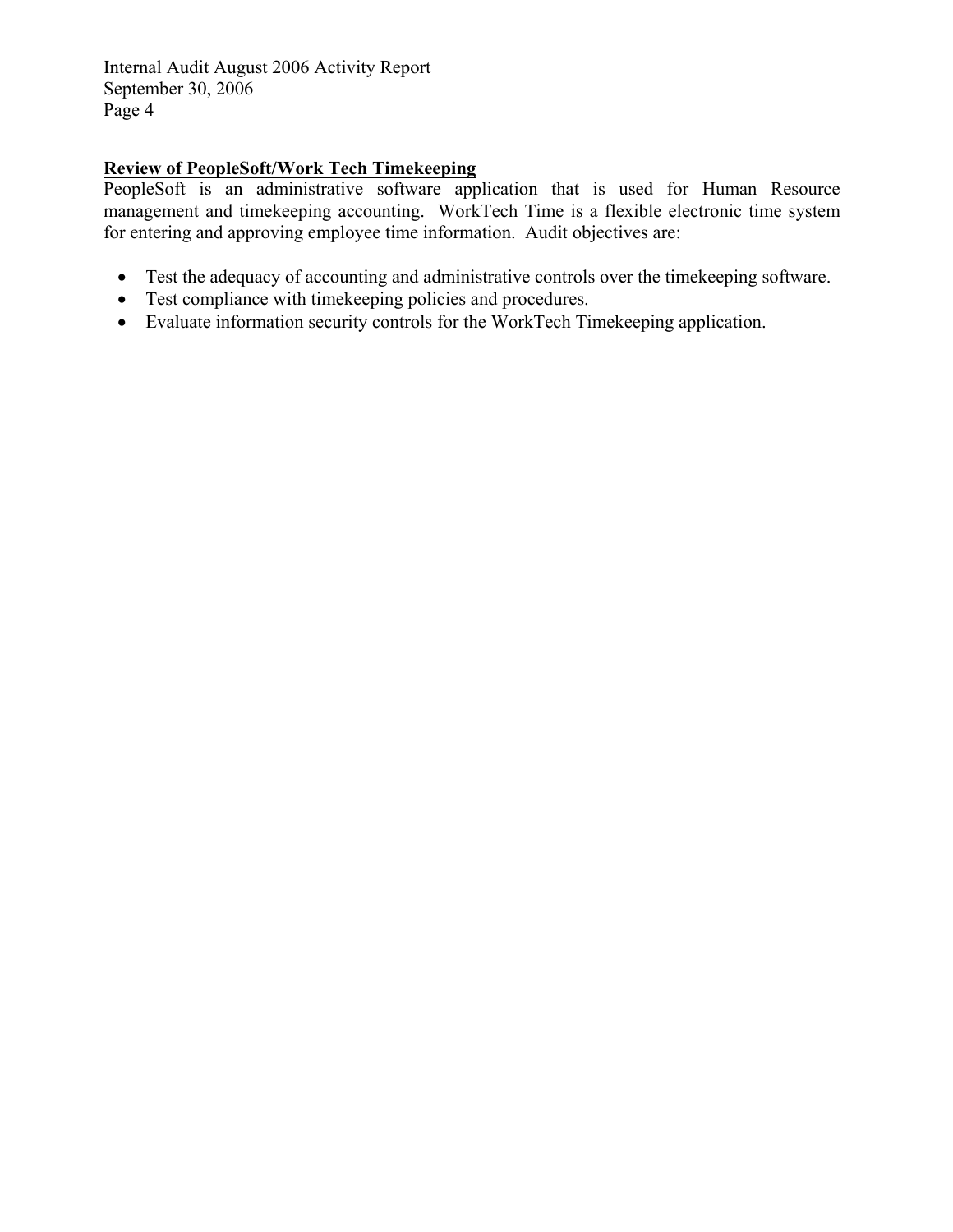**Review of PeopleSoft/Work Tech Timekeeping**

PeopleSoft is an administrative software application that is used for Human Resource management and timekeeping accounting. WorkTech Time is a flexible electronic time system for entering and approving employee time information. Audit objectives are:

- Test the adequacy of accounting and administrative controls over the timekeeping software.
- Test compliance with timekeeping policies and procedures.
- Evaluate information security controls for the WorkTech Timekeeping application.